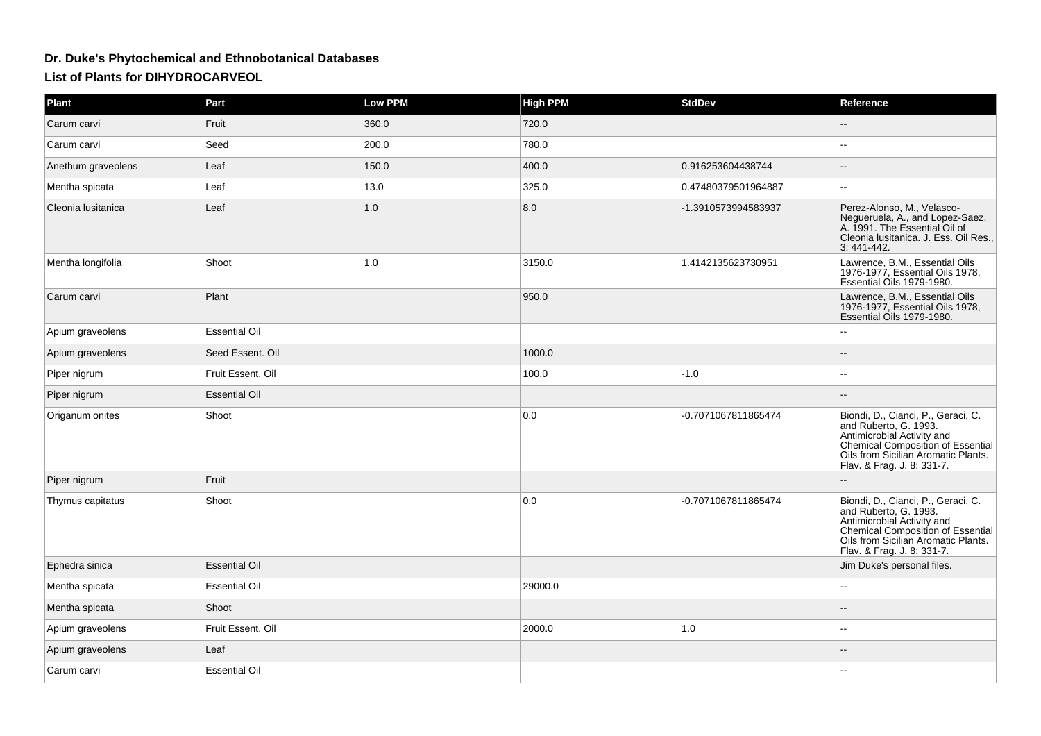## Dr. Duke's Phytochemical and Ethnobotanical Databases

### List of Plants for DIHYDROCARVEOL

| Plant | Part | Low PPM | High PPM | StdDev | Reference |
|---|---|---|---|---|---|
| Carum carvi | Fruit | 360.0 | 720.0 | | -- |
| Carum carvi | Seed | 200.0 | 780.0 | | -- |
| Anethum graveolens | Leaf | 150.0 | 400.0 | 0.916253604438744 | -- |
| Mentha spicata | Leaf | 13.0 | 325.0 | 0.47480379501964887 | -- |
| Cleonia lusitanica | Leaf | 1.0 | 8.0 | -1.3910573994583937 | Perez-Alonso, M., Velasco-Negueruela, A., and Lopez-Saez, A. 1991. The Essential Oil of Cleonia lusitanica. J. Ess. Oil Res., 3: 441-442. |
| Mentha longifolia | Shoot | 1.0 | 3150.0 | 1.4142135623730951 | Lawrence, B.M., Essential Oils 1976-1977, Essential Oils 1978, Essential Oils 1979-1980. |
| Carum carvi | Plant | | 950.0 | | Lawrence, B.M., Essential Oils 1976-1977, Essential Oils 1978, Essential Oils 1979-1980. |
| Apium graveolens | Essential Oil | | | | -- |
| Apium graveolens | Seed Essent. Oil | | 1000.0 | | -- |
| Piper nigrum | Fruit Essent. Oil | | 100.0 | -1.0 | -- |
| Piper nigrum | Essential Oil | | | | -- |
| Origanum onites | Shoot | | 0.0 | -0.7071067811865474 | Biondi, D., Cianci, P., Geraci, C. and Ruberto, G. 1993. Antimicrobial Activity and Chemical Composition of Essential Oils from Sicilian Aromatic Plants. Flav. & Frag. J. 8: 331-7. |
| Piper nigrum | Fruit | | | | -- |
| Thymus capitatus | Shoot | | 0.0 | -0.7071067811865474 | Biondi, D., Cianci, P., Geraci, C. and Ruberto, G. 1993. Antimicrobial Activity and Chemical Composition of Essential Oils from Sicilian Aromatic Plants. Flav. & Frag. J. 8: 331-7. |
| Ephedra sinica | Essential Oil | | | | Jim Duke's personal files. |
| Mentha spicata | Essential Oil | | 29000.0 | | -- |
| Mentha spicata | Shoot | | | | -- |
| Apium graveolens | Fruit Essent. Oil | | 2000.0 | 1.0 | -- |
| Apium graveolens | Leaf | | | | -- |
| Carum carvi | Essential Oil | | | | -- |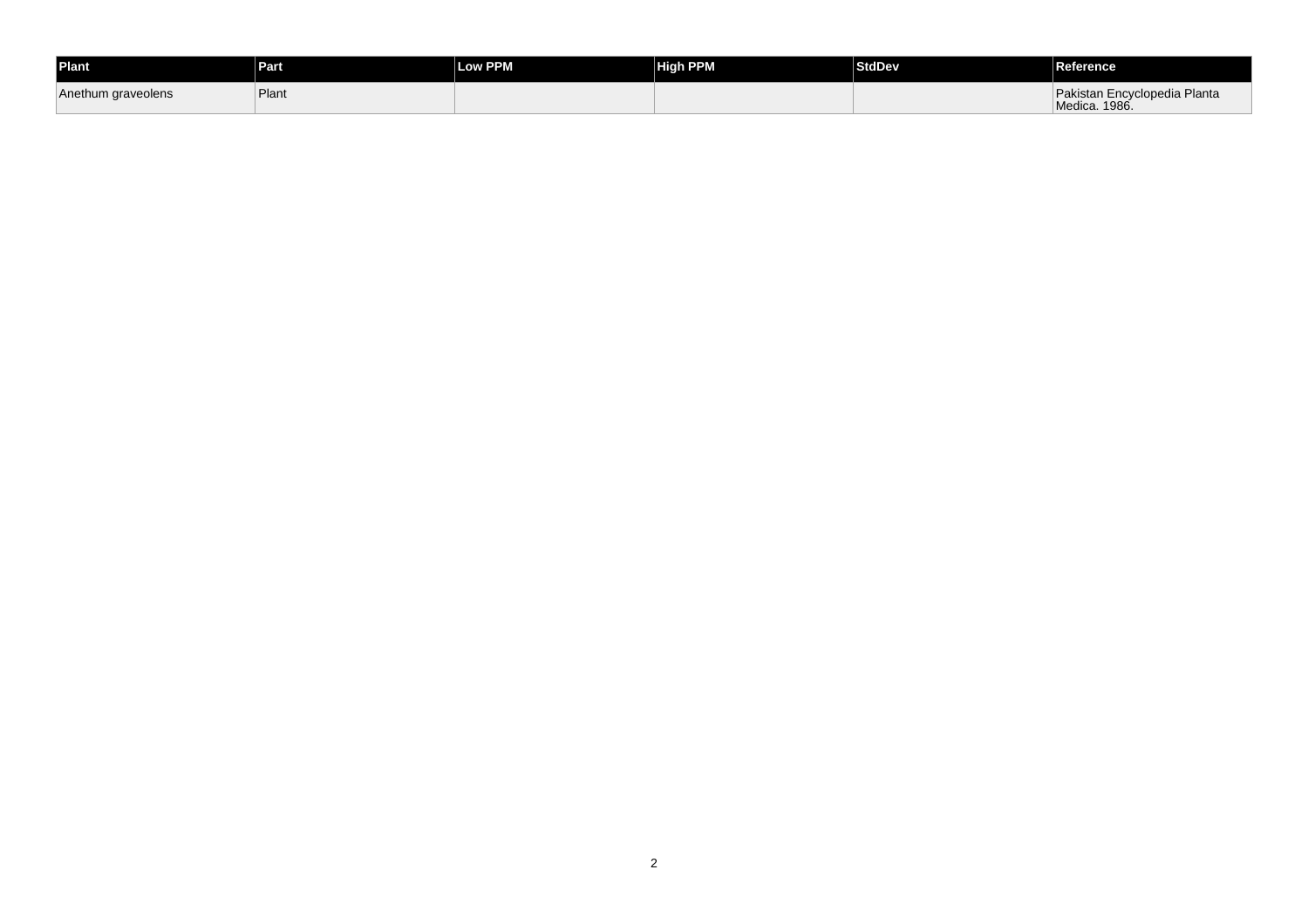| Plant | Part | Low PPM | High PPM | StdDev | Reference |
|---|---|---|---|---|---|
| Anethum graveolens | Plant | | | | Pakistan Encyclopedia Planta Medica. 1986. |